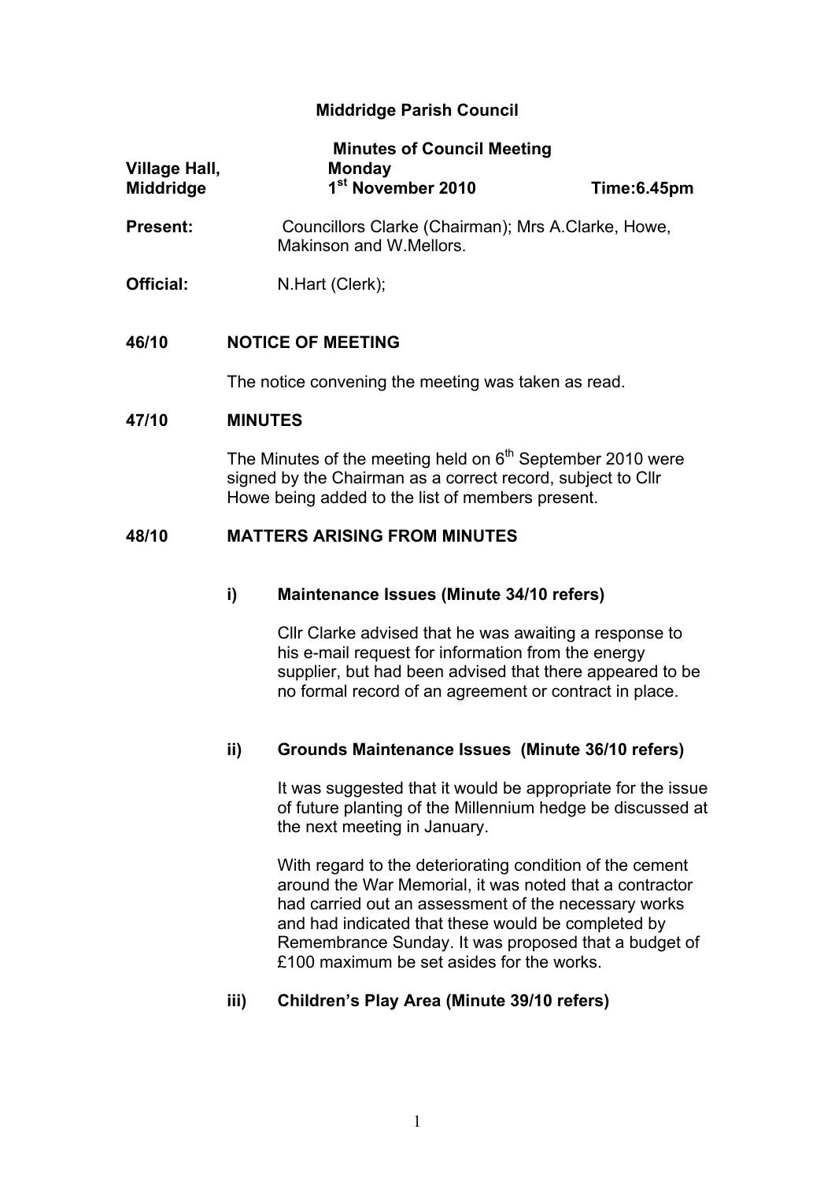# Middridge Parish Council

## Minutes of Council Meeting

| | | |
|---|---|---|
| **Village Hall, Middridge** | **Monday 1st November 2010** | **Time:6.45pm** |

**Present:** Councillors Clarke (Chairman); Mrs A.Clarke, Howe, Makinson and W.Mellors.

**Official:** N.Hart (Clerk);

### 46/10 NOTICE OF MEETING

The notice convening the meeting was taken as read.

### 47/10 MINUTES

The Minutes of the meeting held on 6th September 2010 were signed by the Chairman as a correct record, subject to Cllr Howe being added to the list of members present.

### 48/10 MATTERS ARISING FROM MINUTES

#### i) Maintenance Issues (Minute 34/10 refers)

Cllr Clarke advised that he was awaiting a response to his e-mail request for information from the energy supplier, but had been advised that there appeared to be no formal record of an agreement or contract in place.

#### ii) Grounds Maintenance Issues (Minute 36/10 refers)

It was suggested that it would be appropriate for the issue of future planting of the Millennium hedge be discussed at the next meeting in January.

With regard to the deteriorating condition of the cement around the War Memorial, it was noted that a contractor had carried out an assessment of the necessary works and had indicated that these would be completed by Remembrance Sunday. It was proposed that a budget of £100 maximum be set asides for the works.

#### iii) Children's Play Area (Minute 39/10 refers)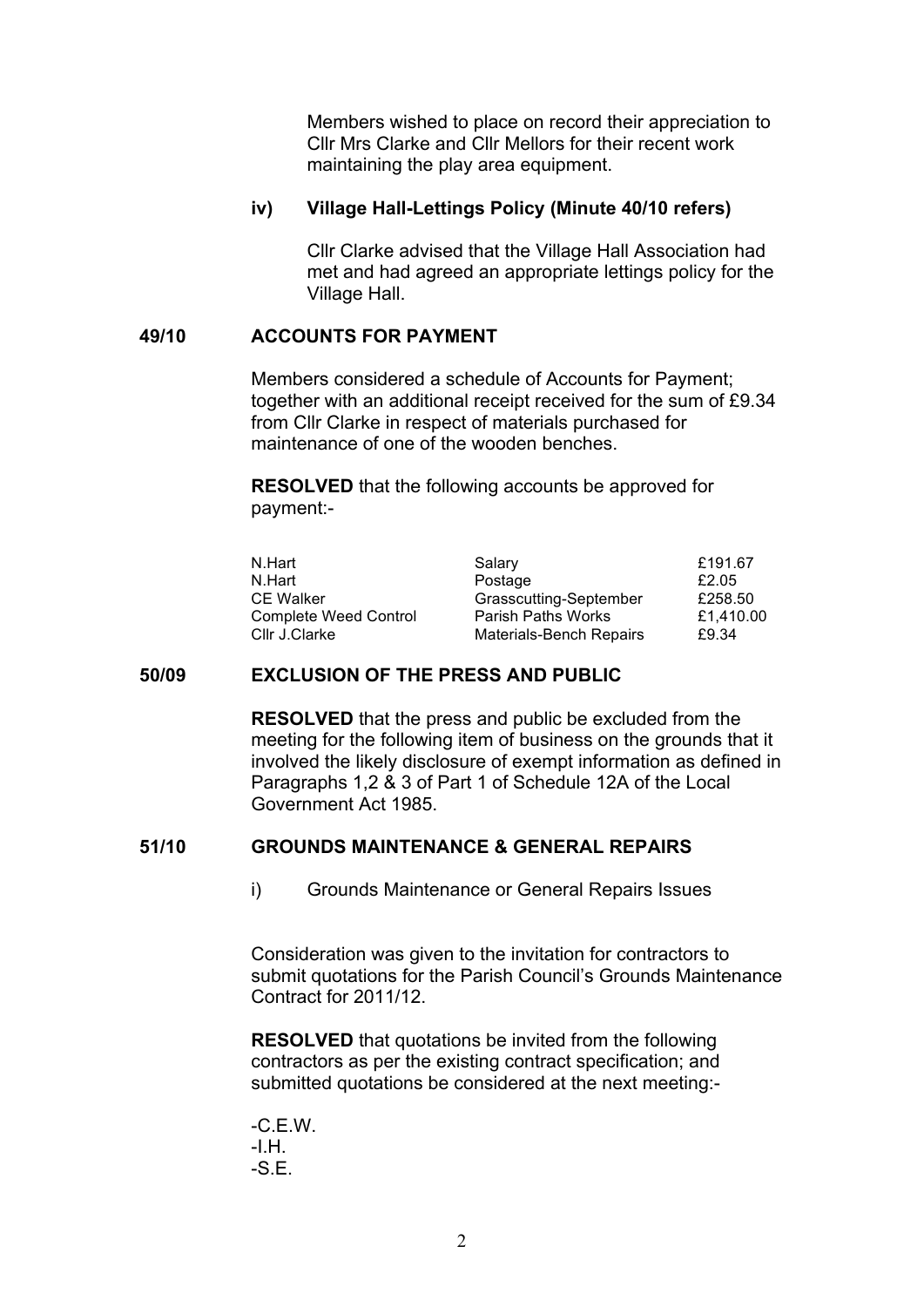Members wished to place on record their appreciation to Cllr Mrs Clarke and Cllr Mellors for their recent work maintaining the play area equipment.

**iv) Village Hall-Lettings Policy (Minute 40/10 refers)**

Cllr Clarke advised that the Village Hall Association had met and had agreed an appropriate lettings policy for the Village Hall.

## 49/10 ACCOUNTS FOR PAYMENT

Members considered a schedule of Accounts for Payment; together with an additional receipt received for the sum of £9.34 from Cllr Clarke in respect of materials purchased for maintenance of one of the wooden benches.

**RESOLVED** that the following accounts be approved for payment:-

| | | |
|---|---|---|
| N.Hart | Salary | £191.67 |
| N.Hart | Postage | £2.05 |
| CE Walker | Grasscutting-September | £258.50 |
| Complete Weed Control | Parish Paths Works | £1,410.00 |
| Cllr J.Clarke | Materials-Bench Repairs | £9.34 |

## 50/09 EXCLUSION OF THE PRESS AND PUBLIC

**RESOLVED** that the press and public be excluded from the meeting for the following item of business on the grounds that it involved the likely disclosure of exempt information as defined in Paragraphs 1,2 & 3 of Part 1 of Schedule 12A of the Local Government Act 1985.

## 51/10 GROUNDS MAINTENANCE & GENERAL REPAIRS

i) Grounds Maintenance or General Repairs Issues

Consideration was given to the invitation for contractors to submit quotations for the Parish Council's Grounds Maintenance Contract for 2011/12.

**RESOLVED** that quotations be invited from the following contractors as per the existing contract specification; and submitted quotations be considered at the next meeting:-

-C.E.W.
-I.H.
-S.E.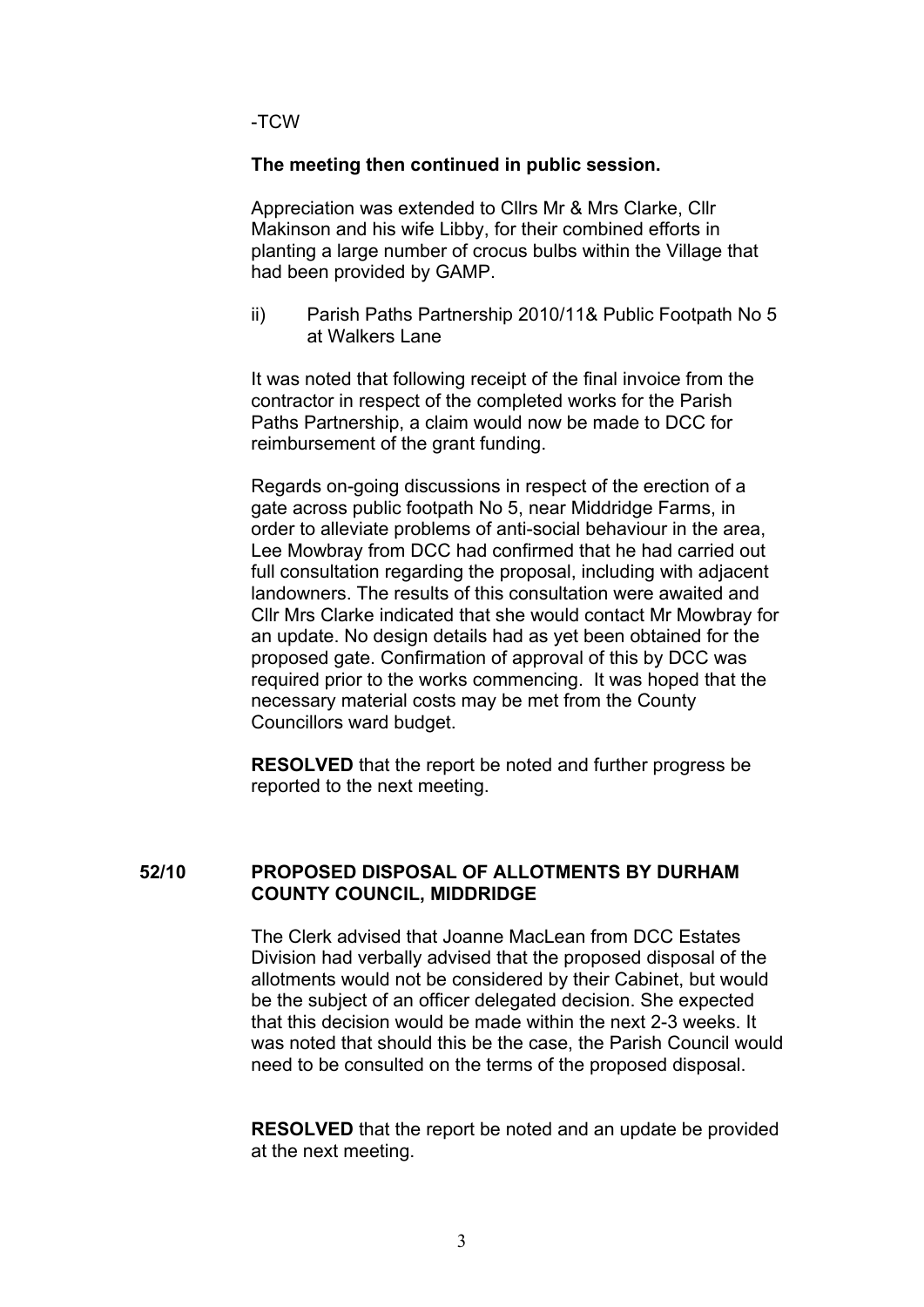-TCW

**The meeting then continued in public session.**

Appreciation was extended to Cllrs Mr & Mrs Clarke, Cllr Makinson and his wife Libby, for their combined efforts in planting a large number of crocus bulbs within the Village that had been provided by GAMP.

ii) Parish Paths Partnership 2010/11& Public Footpath No 5 at Walkers Lane

It was noted that following receipt of the final invoice from the contractor in respect of the completed works for the Parish Paths Partnership, a claim would now be made to DCC for reimbursement of the grant funding.

Regards on-going discussions in respect of the erection of a gate across public footpath No 5, near Middridge Farms, in order to alleviate problems of anti-social behaviour in the area, Lee Mowbray from DCC had confirmed that he had carried out full consultation regarding the proposal, including with adjacent landowners. The results of this consultation were awaited and Cllr Mrs Clarke indicated that she would contact Mr Mowbray for an update. No design details had as yet been obtained for the proposed gate. Confirmation of approval of this by DCC was required prior to the works commencing. It was hoped that the necessary material costs may be met from the County Councillors ward budget.

**RESOLVED** that the report be noted and further progress be reported to the next meeting.

## 52/10 PROPOSED DISPOSAL OF ALLOTMENTS BY DURHAM COUNTY COUNCIL, MIDDRIDGE

The Clerk advised that Joanne MacLean from DCC Estates Division had verbally advised that the proposed disposal of the allotments would not be considered by their Cabinet, but would be the subject of an officer delegated decision. She expected that this decision would be made within the next 2-3 weeks. It was noted that should this be the case, the Parish Council would need to be consulted on the terms of the proposed disposal.

**RESOLVED** that the report be noted and an update be provided at the next meeting.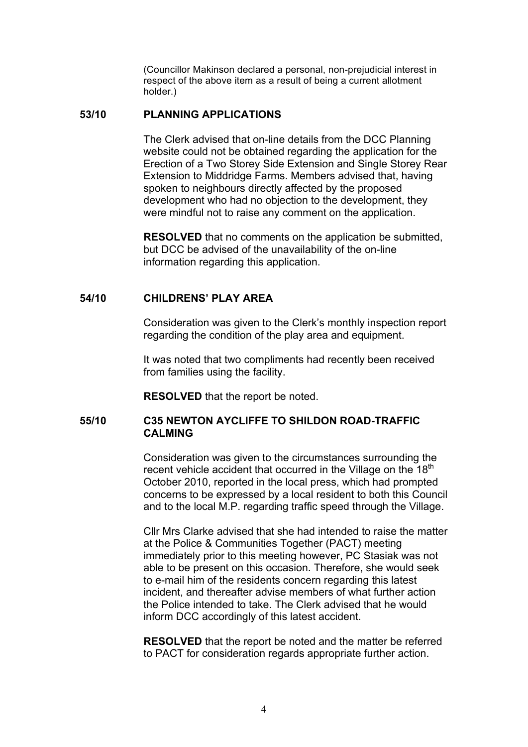(Councillor Makinson declared a personal, non-prejudicial interest in respect of the above item as a result of being a current allotment holder.)

**53/10 PLANNING APPLICATIONS**

The Clerk advised that on-line details from the DCC Planning website could not be obtained regarding the application for the Erection of a Two Storey Side Extension and Single Storey Rear Extension to Middridge Farms. Members advised that, having spoken to neighbours directly affected by the proposed development who had no objection to the development, they were mindful not to raise any comment on the application.

**RESOLVED** that no comments on the application be submitted, but DCC be advised of the unavailability of the on-line information regarding this application.

**54/10 CHILDRENS' PLAY AREA**

Consideration was given to the Clerk's monthly inspection report regarding the condition of the play area and equipment.

It was noted that two compliments had recently been received from families using the facility.

**RESOLVED** that the report be noted.

**55/10 C35 NEWTON AYCLIFFE TO SHILDON ROAD-TRAFFIC CALMING**

Consideration was given to the circumstances surrounding the recent vehicle accident that occurred in the Village on the 18th October 2010, reported in the local press, which had prompted concerns to be expressed by a local resident to both this Council and to the local M.P. regarding traffic speed through the Village.

Cllr Mrs Clarke advised that she had intended to raise the matter at the Police & Communities Together (PACT) meeting immediately prior to this meeting however, PC Stasiak was not able to be present on this occasion. Therefore, she would seek to e-mail him of the residents concern regarding this latest incident, and thereafter advise members of what further action the Police intended to take. The Clerk advised that he would inform DCC accordingly of this latest accident.

**RESOLVED** that the report be noted and the matter be referred to PACT for consideration regards appropriate further action.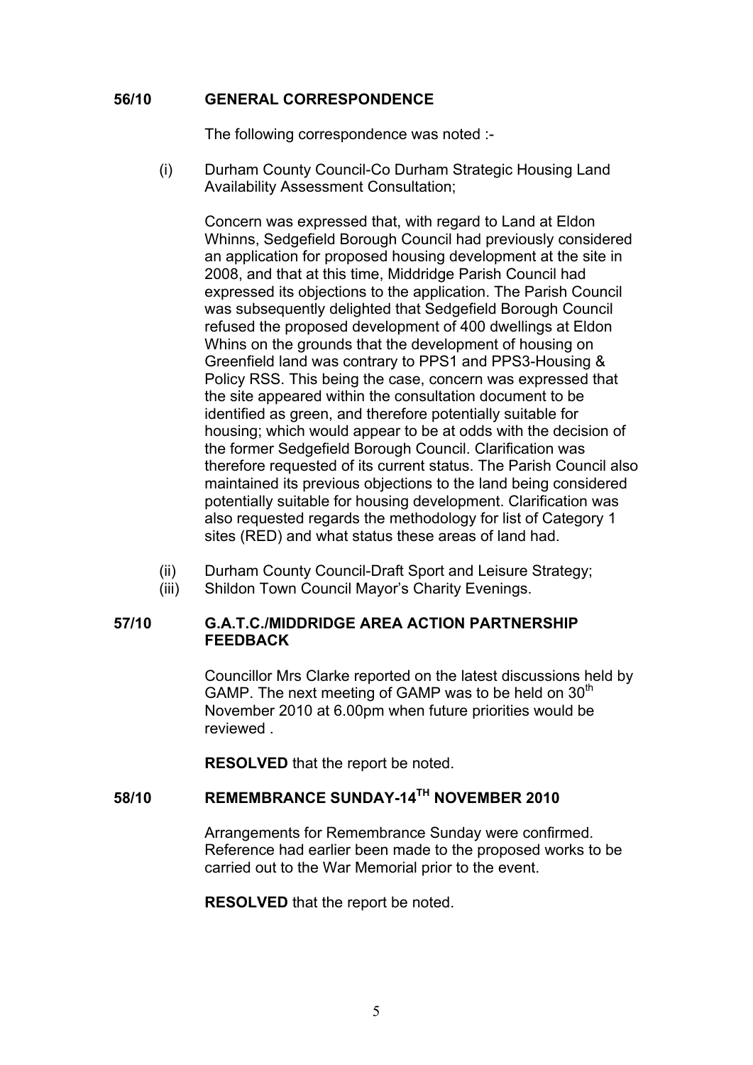**56/10 GENERAL CORRESPONDENCE**

The following correspondence was noted :-

(i) Durham County Council-Co Durham Strategic Housing Land Availability Assessment Consultation;

Concern was expressed that, with regard to Land at Eldon Whinns, Sedgefield Borough Council had previously considered an application for proposed housing development at the site in 2008, and that at this time, Middridge Parish Council had expressed its objections to the application. The Parish Council was subsequently delighted that Sedgefield Borough Council refused the proposed development of 400 dwellings at Eldon Whins on the grounds that the development of housing on Greenfield land was contrary to PPS1 and PPS3-Housing & Policy RSS. This being the case, concern was expressed that the site appeared within the consultation document to be identified as green, and therefore potentially suitable for housing; which would appear to be at odds with the decision of the former Sedgefield Borough Council. Clarification was therefore requested of its current status. The Parish Council also maintained its previous objections to the land being considered potentially suitable for housing development. Clarification was also requested regards the methodology for list of Category 1 sites (RED) and what status these areas of land had.

(ii) Durham County Council-Draft Sport and Leisure Strategy;

(iii) Shildon Town Council Mayor's Charity Evenings.

**57/10 G.A.T.C./MIDDRIDGE AREA ACTION PARTNERSHIP FEEDBACK**

Councillor Mrs Clarke reported on the latest discussions held by GAMP. The next meeting of GAMP was to be held on 30th November 2010 at 6.00pm when future priorities would be reviewed .

**RESOLVED** that the report be noted.

**58/10 REMEMBRANCE SUNDAY-14TH NOVEMBER 2010**

Arrangements for Remembrance Sunday were confirmed. Reference had earlier been made to the proposed works to be carried out to the War Memorial prior to the event.

**RESOLVED** that the report be noted.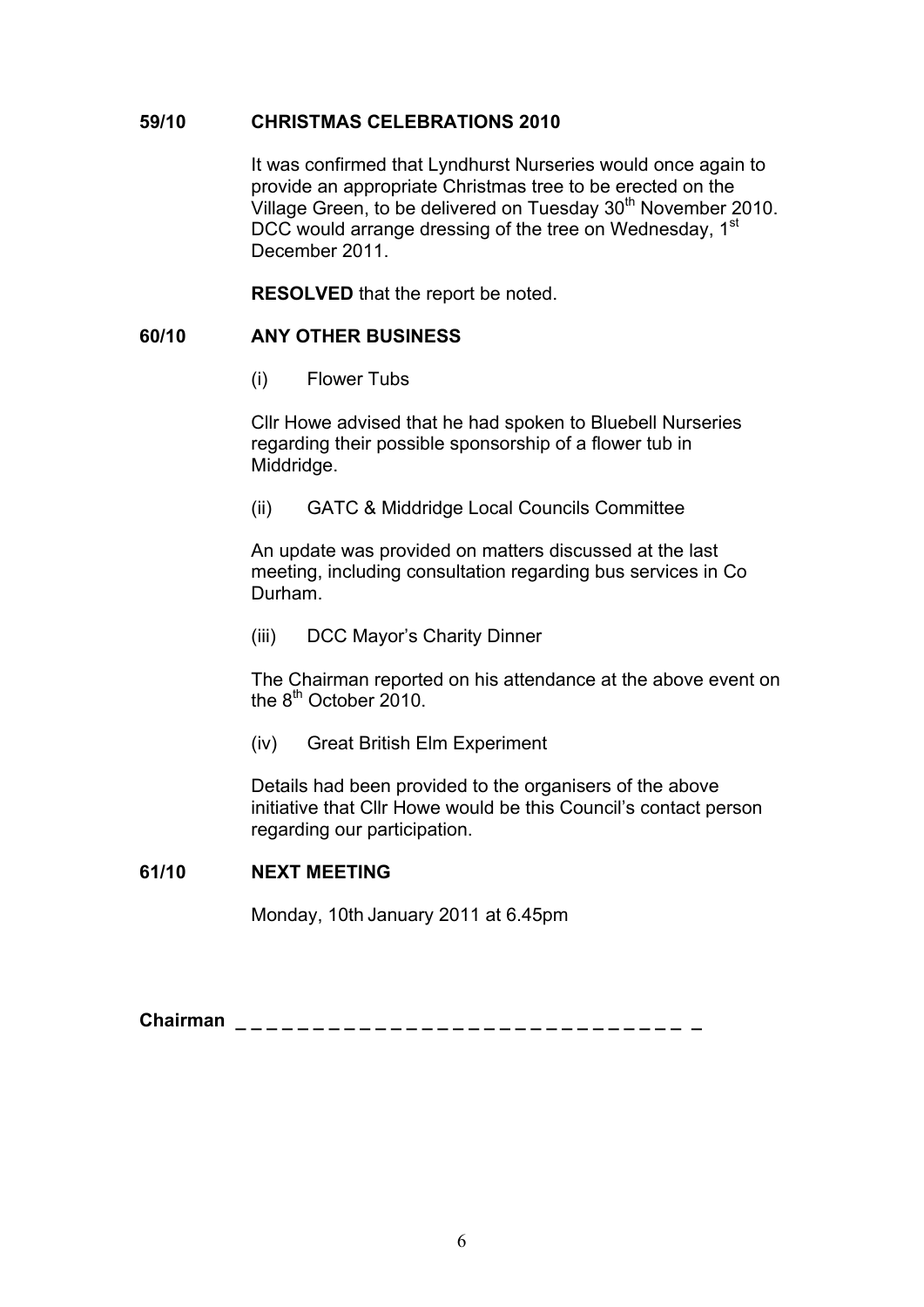**59/10 CHRISTMAS CELEBRATIONS 2010**

It was confirmed that Lyndhurst Nurseries would once again to provide an appropriate Christmas tree to be erected on the Village Green, to be delivered on Tuesday 30th November 2010. DCC would arrange dressing of the tree on Wednesday, 1st December 2011.

**RESOLVED** that the report be noted.

**60/10 ANY OTHER BUSINESS**

(i) Flower Tubs

Cllr Howe advised that he had spoken to Bluebell Nurseries regarding their possible sponsorship of a flower tub in Middridge.

(ii) GATC & Middridge Local Councils Committee

An update was provided on matters discussed at the last meeting, including consultation regarding bus services in Co Durham.

(iii) DCC Mayor's Charity Dinner

The Chairman reported on his attendance at the above event on the 8th October 2010.

(iv) Great British Elm Experiment

Details had been provided to the organisers of the above initiative that Cllr Howe would be this Council's contact person regarding our participation.

**61/10 NEXT MEETING**

Monday, 10th January 2011 at 6.45pm

**Chairman** _ _ _ _ _ _ _ _ _ _ _ _ _ _ _ _ _ _ _ _ _ _ _ _ _ _ _ _ _ _